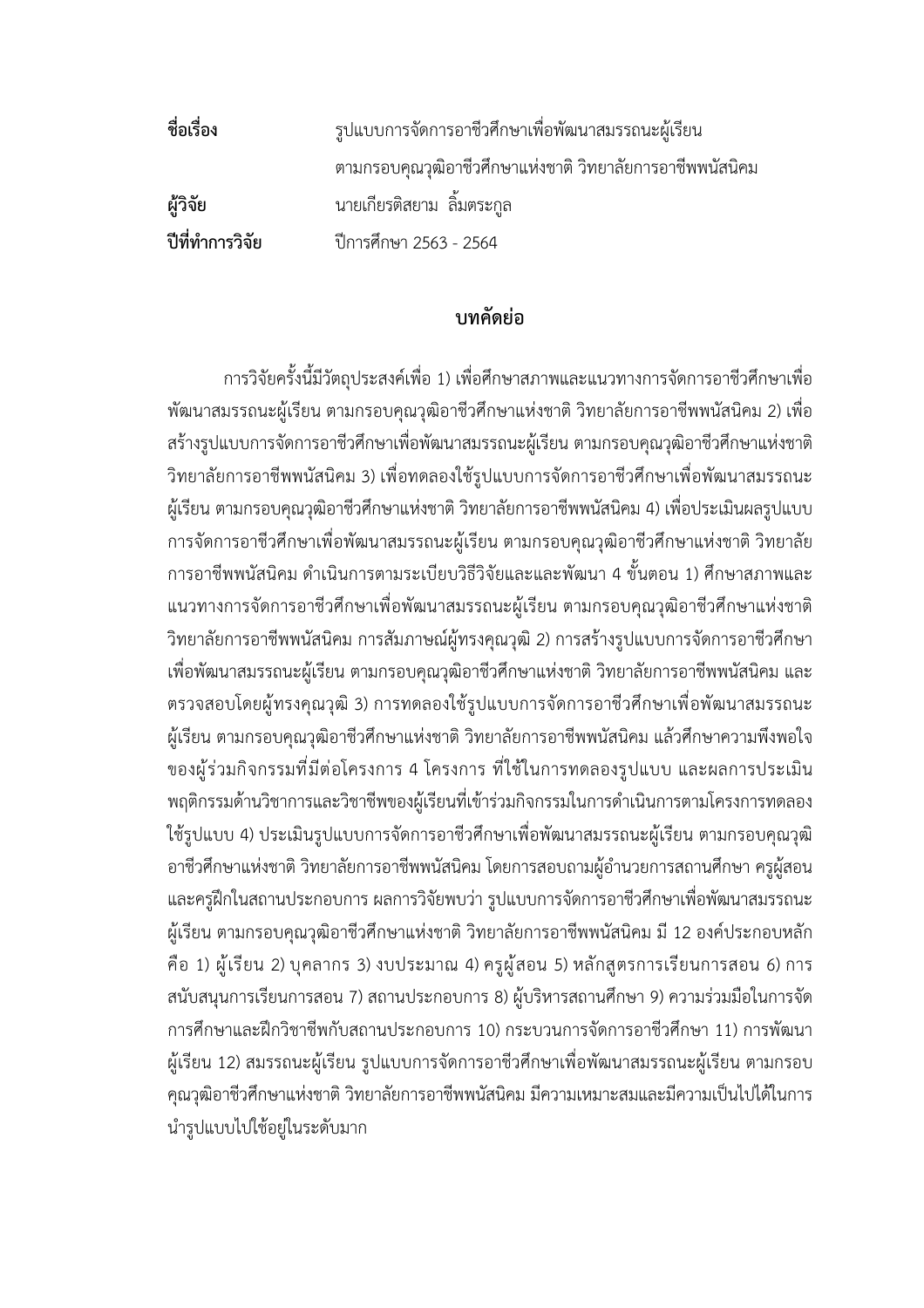**ชื่อเรื่อง** รูปแบบการจัดการอาชีวศึกษาเพื่อพัฒนาสมรรถนะผู้เรียน ตามกรอบคุณวุฒิอาชีวศึกษาแห่งชาติ วิทยาลัยการอาชีพพนัสนิคม

**ผู้วิจัย** นายเกียรติสยาม ลิ้มตระกูล

**ปีที่ทำการวิจัย** ปีการศึกษา 2563 - 2564

## บทคัดย่อ

การวิจัยครั้งนี้มีวัตถุประสงค์เพื่อ 1) เพื่อศึกษาสภาพและแนวทางการจัดการอาชีวศึกษาเพื่อพัฒนาสมรรถนะผู้เรียน ตามกรอบคุณวุฒิอาชีวศึกษาแห่งชาติ วิทยาลัยการอาชีพพนัสนิคม 2) เพื่อสร้างรูปแบบการจัดการอาชีวศึกษาเพื่อพัฒนาสมรรถนะผู้เรียน ตามกรอบคุณวุฒิอาชีวศึกษาแห่งชาติ วิทยาลัยการอาชีพพนัสนิคม 3) เพื่อทดลองใช้รูปแบบการจัดการอาชีวศึกษาเพื่อพัฒนาสมรรถนะผู้เรียน ตามกรอบคุณวุฒิอาชีวศึกษาแห่งชาติ วิทยาลัยการอาชีพพนัสนิคม 4) เพื่อประเมินผลรูปแบบการจัดการอาชีวศึกษาเพื่อพัฒนาสมรรถนะผู้เรียน ตามกรอบคุณวุฒิอาชีวศึกษาแห่งชาติ วิทยาลัยการอาชีพพนัสนิคม ดำเนินการตามระเบียบวิธีวิจัยและและพัฒนา 4 ขั้นตอน 1) ศึกษาสภาพและแนวทางการจัดการอาชีวศึกษาเพื่อพัฒนาสมรรถนะผู้เรียน ตามกรอบคุณวุฒิอาชีวศึกษาแห่งชาติ วิทยาลัยการอาชีพพนัสนิคม การสัมภาษณ์ผู้ทรงคุณวุฒิ 2) การสร้างรูปแบบการจัดการอาชีวศึกษาเพื่อพัฒนาสมรรถนะผู้เรียน ตามกรอบคุณวุฒิอาชีวศึกษาแห่งชาติ วิทยาลัยการอาชีพพนัสนิคม และตรวจสอบโดยผู้ทรงคุณวุฒิ 3) การทดลองใช้รูปแบบการจัดการอาชีวศึกษาเพื่อพัฒนาสมรรถนะผู้เรียน ตามกรอบคุณวุฒิอาชีวศึกษาแห่งชาติ วิทยาลัยการอาชีพพนัสนิคม แล้วศึกษาความพึงพอใจของผู้ร่วมกิจกรรมที่มีต่อโครงการ 4 โครงการ ที่ใช้ในการทดลองรูปแบบ และผลการประเมินพฤติกรรมด้านวิชาการและวิชาชีพของผู้เรียนที่เข้าร่วมกิจกรรมในการดำเนินการตามโครงการทดลองใช้รูปแบบ 4) ประเมินรูปแบบการจัดการอาชีวศึกษาเพื่อพัฒนาสมรรถนะผู้เรียน ตามกรอบคุณวุฒิอาชีวศึกษาแห่งชาติ วิทยาลัยการอาชีพพนัสนิคม โดยการสอบถามผู้อำนวยการสถานศึกษา ครูผู้สอน และครูฝึกในสถานประกอบการ ผลการวิจัยพบว่า รูปแบบการจัดการอาชีวศึกษาเพื่อพัฒนาสมรรถนะผู้เรียน ตามกรอบคุณวุฒิอาชีวศึกษาแห่งชาติ วิทยาลัยการอาชีพพนัสนิคม มี 12 องค์ประกอบหลัก คือ 1) ผู้เรียน 2) บุคลากร 3) งบประมาณ 4) ครูผู้สอน 5) หลักสูตรการเรียนการสอน 6) การสนับสนุนการเรียนการสอน 7) สถานประกอบการ 8) ผู้บริหารสถานศึกษา 9) ความร่วมมือในการจัดการศึกษาและฝึกวิชาชีพกับสถานประกอบการ 10) กระบวนการจัดการอาชีวศึกษา 11) การพัฒนาผู้เรียน 12) สมรรถนะผู้เรียน รูปแบบการจัดการอาชีวศึกษาเพื่อพัฒนาสมรรถนะผู้เรียน ตามกรอบคุณวุฒิอาชีวศึกษาแห่งชาติ วิทยาลัยการอาชีพพนัสนิคม มีความเหมาะสมและมีความเป็นไปได้ในการนำรูปแบบไปใช้อยู่ในระดับมาก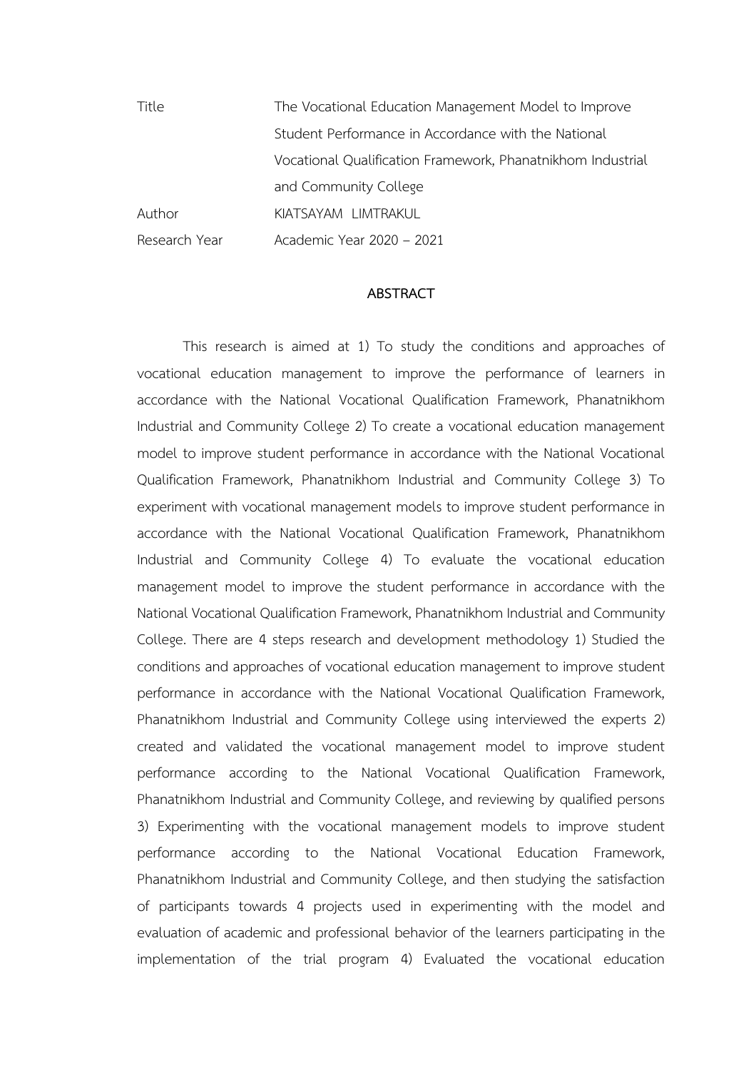| | |
|---|---|
| Title | The Vocational Education Management Model to Improve Student Performance in Accordance with the National Vocational Qualification Framework, Phanatnikhom Industrial and Community College |
| Author | KIATSAYAM LIMTRAKUL |
| Research Year | Academic Year 2020 – 2021 |

## ABSTRACT

This research is aimed at 1) To study the conditions and approaches of vocational education management to improve the performance of learners in accordance with the National Vocational Qualification Framework, Phanatnikhom Industrial and Community College 2) To create a vocational education management model to improve student performance in accordance with the National Vocational Qualification Framework, Phanatnikhom Industrial and Community College 3) To experiment with vocational management models to improve student performance in accordance with the National Vocational Qualification Framework, Phanatnikhom Industrial and Community College 4) To evaluate the vocational education management model to improve the student performance in accordance with the National Vocational Qualification Framework, Phanatnikhom Industrial and Community College. There are 4 steps research and development methodology 1) Studied the conditions and approaches of vocational education management to improve student performance in accordance with the National Vocational Qualification Framework, Phanatnikhom Industrial and Community College using interviewed the experts 2) created and validated the vocational management model to improve student performance according to the National Vocational Qualification Framework, Phanatnikhom Industrial and Community College, and reviewing by qualified persons 3) Experimenting with the vocational management models to improve student performance according to the National Vocational Education Framework, Phanatnikhom Industrial and Community College, and then studying the satisfaction of participants towards 4 projects used in experimenting with the model and evaluation of academic and professional behavior of the learners participating in the implementation of the trial program 4) Evaluated the vocational education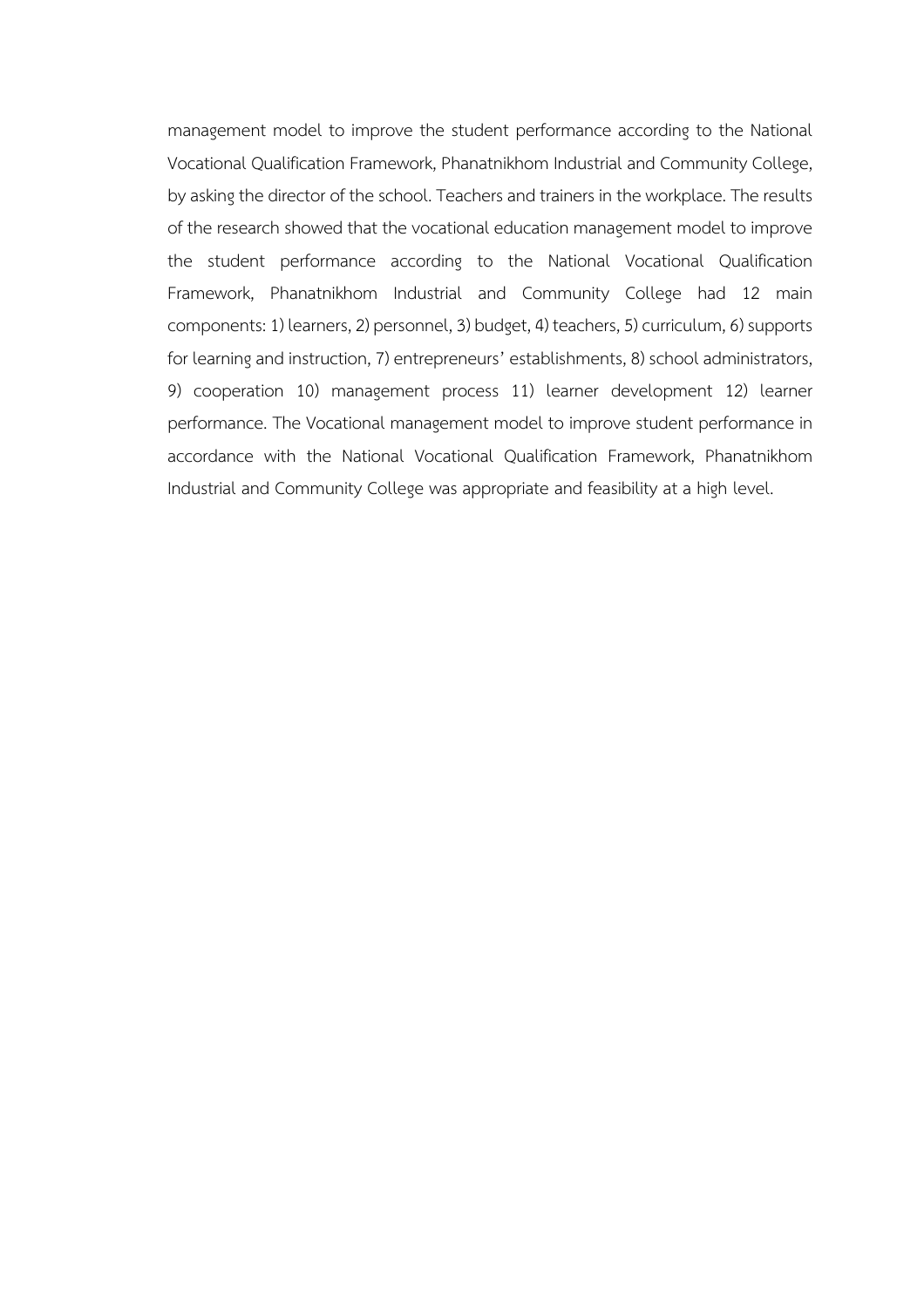management model to improve the student performance according to the National Vocational Qualification Framework, Phanatnikhom Industrial and Community College, by asking the director of the school. Teachers and trainers in the workplace. The results of the research showed that the vocational education management model to improve the student performance according to the National Vocational Qualification Framework, Phanatnikhom Industrial and Community College had 12 main components: 1) learners, 2) personnel, 3) budget, 4) teachers, 5) curriculum, 6) supports for learning and instruction, 7) entrepreneurs' establishments, 8) school administrators, 9) cooperation 10) management process 11) learner development 12) learner performance. The Vocational management model to improve student performance in accordance with the National Vocational Qualification Framework, Phanatnikhom Industrial and Community College was appropriate and feasibility at a high level.